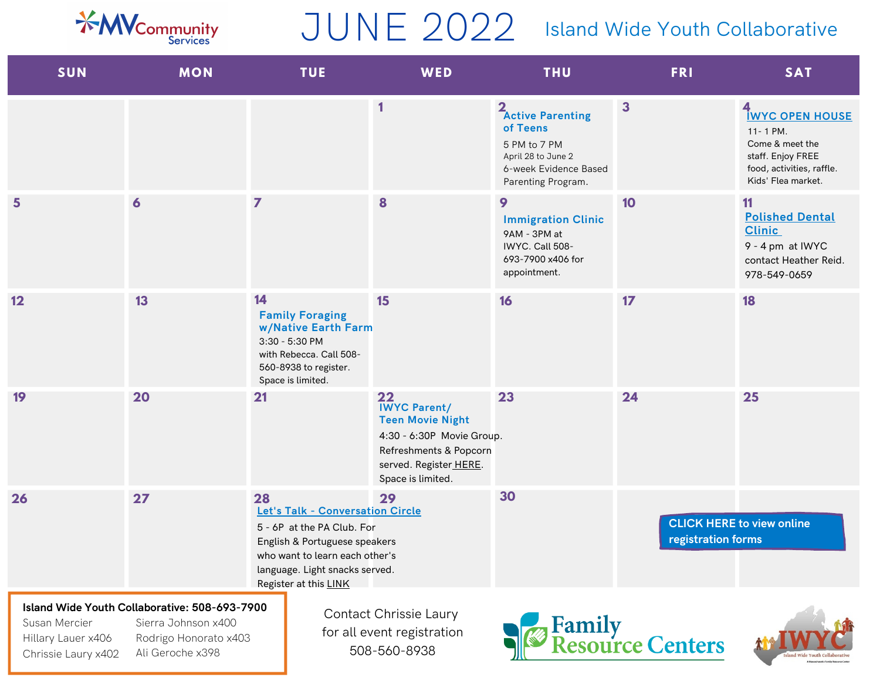MV Community Services

# JUNE 2022

## Island Wide Youth Collaborative

| SUN | MON | TUE | WED | THU | FRI | SAT |
|---|---|---|---|---|---|---|
| | | | 1 | 2 **Active Parenting of Teens** 5 PM to 7 PM April 28 to June 2 6-week Evidence Based Parenting Program. | 3 | 4 **IWYC OPEN HOUSE** 11- 1 PM. Come & meet the staff. Enjoy FREE food, activities, raffle. Kids' Flea market. |
| 5 | 6 | 7 | 8 | 9 **Immigration Clinic** 9AM - 3PM at IWYC. Call 508-693-7900 x406 for appointment. | 10 | 11 **Polished Dental Clinic** 9 - 4 pm at IWYC contact Heather Reid. 978-549-0659 |
| 12 | 13 | 14 **Family Foraging w/Native Earth Farm** 3:30 - 5:30 PM with Rebecca. Call 508-560-8938 to register. Space is limited. | 15 | 16 | 17 | 18 |
| 19 | 20 | 21 | 22 **IWYC Parent/ Teen Movie Night** 4:30 - 6:30P Movie Group. Refreshments & Popcorn served. Register HERE. Space is limited. | 23 | 24 | 25 |
| 26 | 27 | 28 **Let's Talk - Conversation Circle** 5 - 6P at the PA Club. For English & Portuguese speakers who want to learn each other's language. Light snacks served. Register at this LINK | 29 | 30 | | |

CLICK HERE to view online registration forms

**Island Wide Youth Collaborative: 508-693-7900**

Susan Mercier
Hillary Lauer x406
Chrissie Laury x402
Sierra Johnson x400
Rodrigo Honorato x403
Ali Geroche x398

Contact Chrissie Laury for all event registration 508-560-8938

Family Resource Centers

IWYC Island Wide Youth Collaborative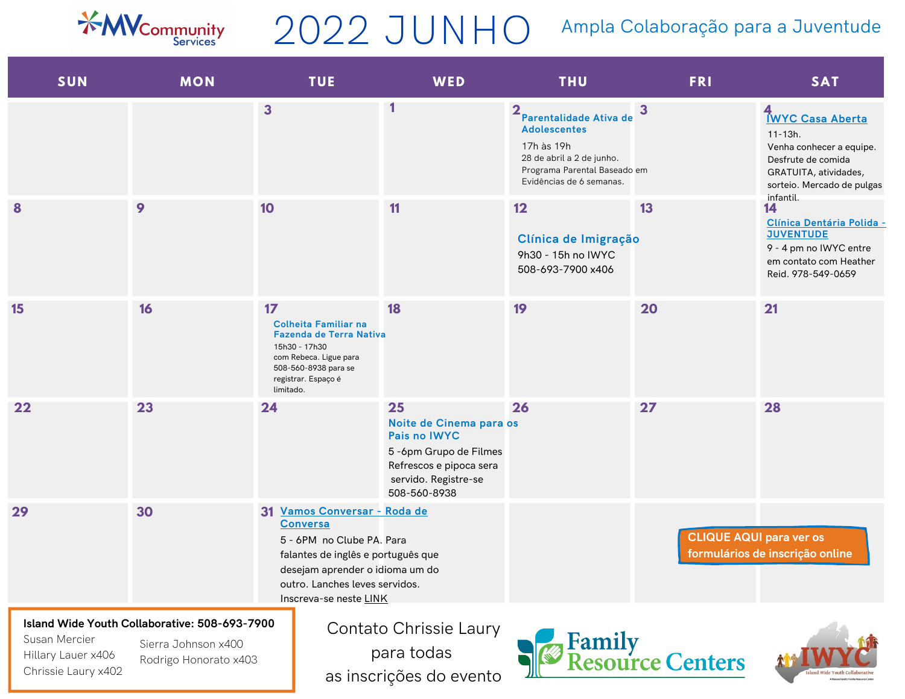MVCommunity Services

# 2022 JUNHO

Ampla Colaboração para a Juventude

| SUN | MON | TUE | WED | THU | FRI | SAT |
|---|---|---|---|---|---|---|
| | | 3 | 1 | 2 **Parentalidade Ativa de Adolescentes** 17h às 19h 28 de abril a 2 de junho. Programa Parental Baseado em Evidências de 6 semanas. | 3 | 4 **IWYC Casa Aberta** 11-13h. Venha conhecer a equipe. Desfrute de comida GRATUITA, atividades, sorteio. Mercado de pulgas infantil. |
| 8 | 9 | 10 | 11 | 12 **Clínica de Imigração** 9h30 - 15h no IWYC 508-693-7900 x406 | 13 | 14 **Clínica Dentária Polida - JUVENTUDE** 9 - 4 pm no IWYC entre em contato com Heather Reid. 978-549-0659 |
| 15 | 16 | 17 **Colheita Familiar na Fazenda de Terra Nativa** 15h30 - 17h30 com Rebeca. Ligue para 508-560-8938 para se registrar. Espaço é limitado. | 18 | 19 | 20 | 21 |
| 22 | 23 | 24 | 25 **Noite de Cinema para os Pais no IWYC** 5 -6pm Grupo de Filmes Refrescos e pipoca sera servido. Registre-se 508-560-8938 | 26 | 27 | 28 |
| 29 | 30 | 31 **Vamos Conversar - Roda de Conversa** 5 - 6PM no Clube PA. Para falantes de inglês e português que desejam aprender o idioma um do outro. Lanches leves servidos. Inscreva-se neste LINK | | | | |

CLIQUE AQUI para ver os formulários de inscrição online

**Island Wide Youth Collaborative: 508-693-7900**

Susan Mercier
Hillary Lauer x406
Chrissie Laury x402
Sierra Johnson x400
Rodrigo Honorato x403

Contato Chrissie Laury para todas as inscrições do evento

Family Resource Centers

IWYC Island Wide Youth Collaborative